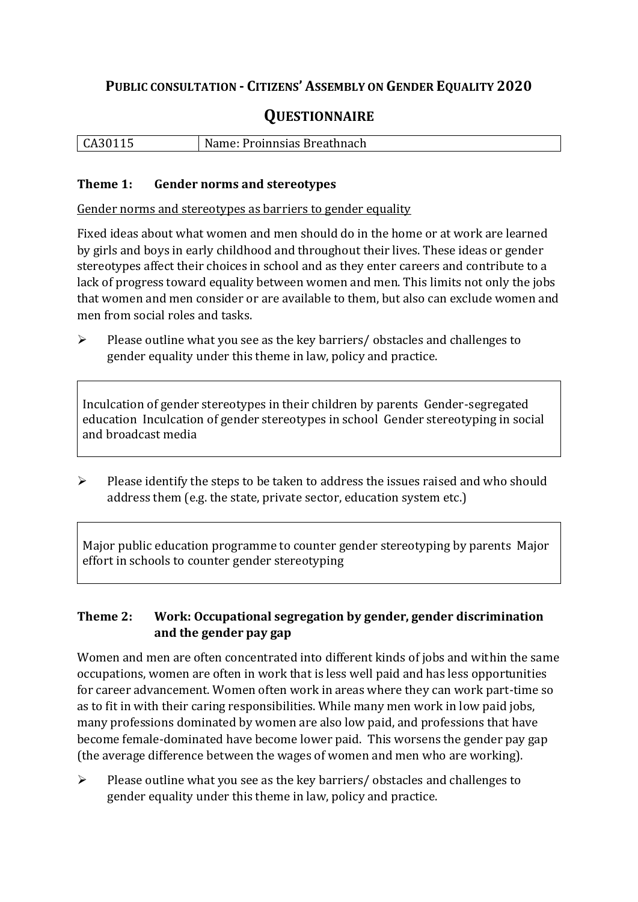# **PUBLIC CONSULTATION - CITIZENS' ASSEMBLY ON GENDER EQUALITY 2020**

## **QUESTIONNAIRE**

| CA30115 | Name: Proinnsias Breathnach |
|---|---|

### **Theme 1: Gender norms and stereotypes**

Gender norms and stereotypes as barriers to gender equality

Fixed ideas about what women and men should do in the home or at work are learned by girls and boys in early childhood and throughout their lives. These ideas or gender stereotypes affect their choices in school and as they enter careers and contribute to a lack of progress toward equality between women and men. This limits not only the jobs that women and men consider or are available to them, but also can exclude women and men from social roles and tasks.

- Please outline what you see as the key barriers/ obstacles and challenges to gender equality under this theme in law, policy and practice.

Inculcation of gender stereotypes in their children by parents Gender-segregated education Inculcation of gender stereotypes in school Gender stereotyping in social and broadcast media

- Please identify the steps to be taken to address the issues raised and who should address them (e.g. the state, private sector, education system etc.)

Major public education programme to counter gender stereotyping by parents Major effort in schools to counter gender stereotyping

### **Theme 2: Work: Occupational segregation by gender, gender discrimination and the gender pay gap**

Women and men are often concentrated into different kinds of jobs and within the same occupations, women are often in work that is less well paid and has less opportunities for career advancement. Women often work in areas where they can work part-time so as to fit in with their caring responsibilities. While many men work in low paid jobs, many professions dominated by women are also low paid, and professions that have become female-dominated have become lower paid. This worsens the gender pay gap (the average difference between the wages of women and men who are working).

- Please outline what you see as the key barriers/ obstacles and challenges to gender equality under this theme in law, policy and practice.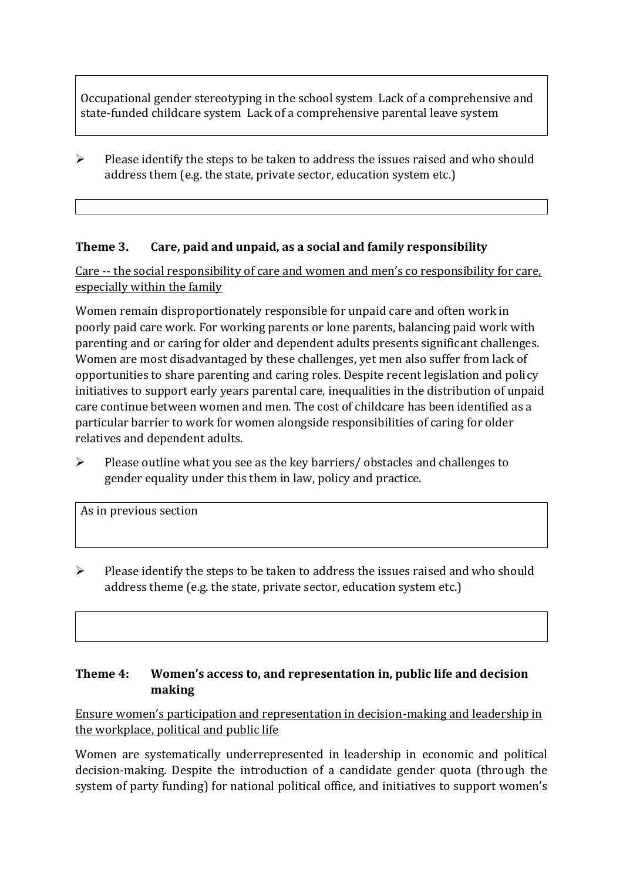Occupational gender stereotyping in the school system  Lack of a comprehensive and state-funded childcare system  Lack of a comprehensive parental leave system

- Please identify the steps to be taken to address the issues raised and who should address them (e.g. the state, private sector, education system etc.)

### Theme 3. Care, paid and unpaid, as a social and family responsibility

<u>Care -- the social responsibility of care and women and men's co responsibility for care, especially within the family</u>

Women remain disproportionately responsible for unpaid care and often work in poorly paid care work. For working parents or lone parents, balancing paid work with parenting and or caring for older and dependent adults presents significant challenges. Women are most disadvantaged by these challenges, yet men also suffer from lack of opportunities to share parenting and caring roles. Despite recent legislation and policy initiatives to support early years parental care, inequalities in the distribution of unpaid care continue between women and men. The cost of childcare has been identified as a particular barrier to work for women alongside responsibilities of caring for older relatives and dependent adults.

- Please outline what you see as the key barriers/ obstacles and challenges to gender equality under this them in law, policy and practice.

As in previous section

- Please identify the steps to be taken to address the issues raised and who should address theme (e.g. the state, private sector, education system etc.)

### Theme 4: Women's access to, and representation in, public life and decision making

<u>Ensure women's participation and representation in decision-making and leadership in the workplace, political and public life</u>

Women are systematically underrepresented in leadership in economic and political decision-making. Despite the introduction of a candidate gender quota (through the system of party funding) for national political office, and initiatives to support women's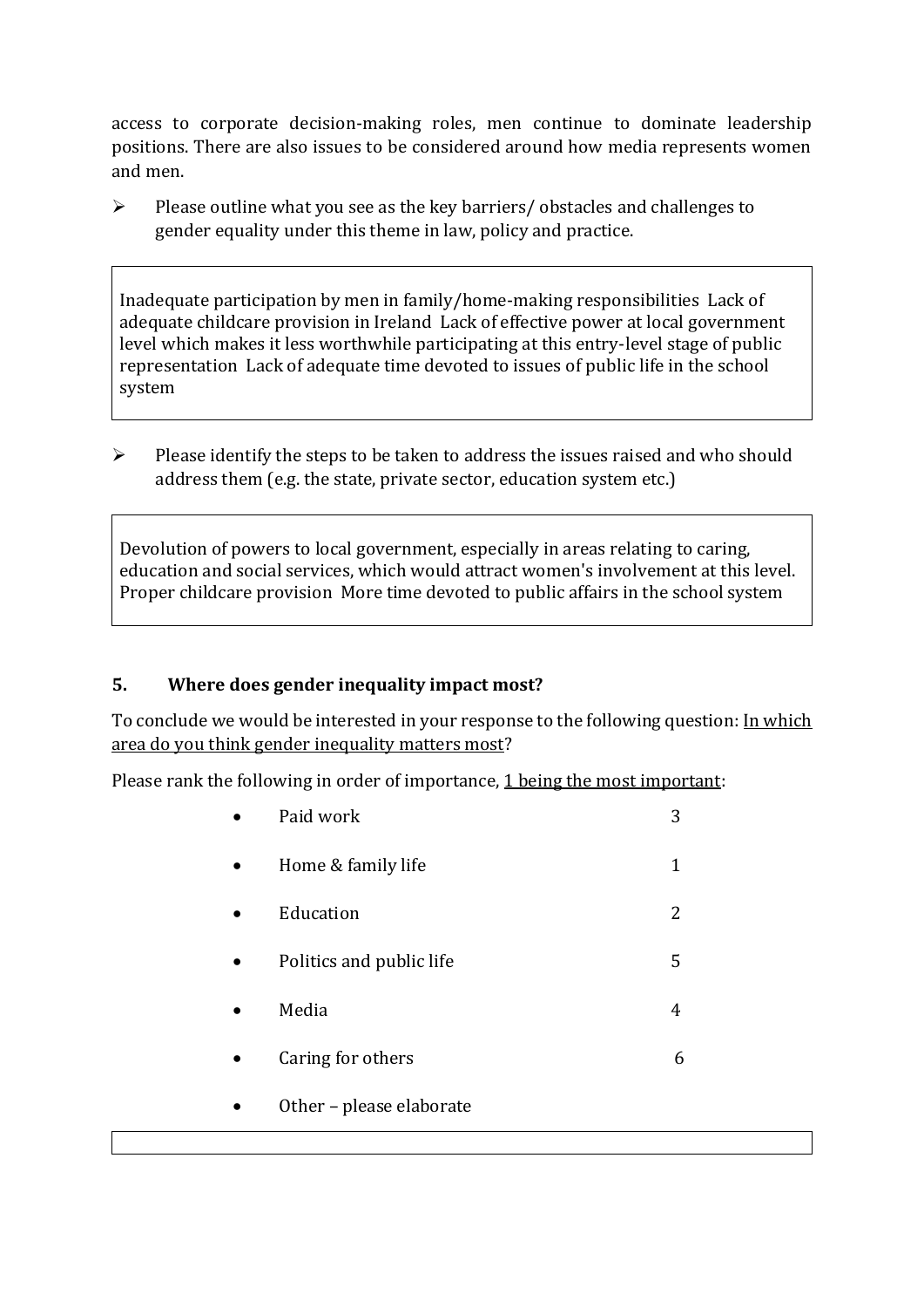access to corporate decision-making roles, men continue to dominate leadership positions. There are also issues to be considered around how media represents women and men.

➢ Please outline what you see as the key barriers/ obstacles and challenges to gender equality under this theme in law, policy and practice.

> Inadequate participation by men in family/home-making responsibilities  Lack of adequate childcare provision in Ireland  Lack of effective power at local government level which makes it less worthwhile participating at this entry-level stage of public representation  Lack of adequate time devoted to issues of public life in the school system

➢ Please identify the steps to be taken to address the issues raised and who should address them (e.g. the state, private sector, education system etc.)

> Devolution of powers to local government, especially in areas relating to caring, education and social services, which would attract women's involvement at this level. Proper childcare provision  More time devoted to public affairs in the school system

## 5. Where does gender inequality impact most?

To conclude we would be interested in your response to the following question: <u>In which area do you think gender inequality matters most</u>?

Please rank the following in order of importance, <u>1 being the most important</u>:

- Paid work 3
- Home & family life 1
- Education 2
- Politics and public life 5
- Media 4
- Caring for others 6
- Other – please elaborate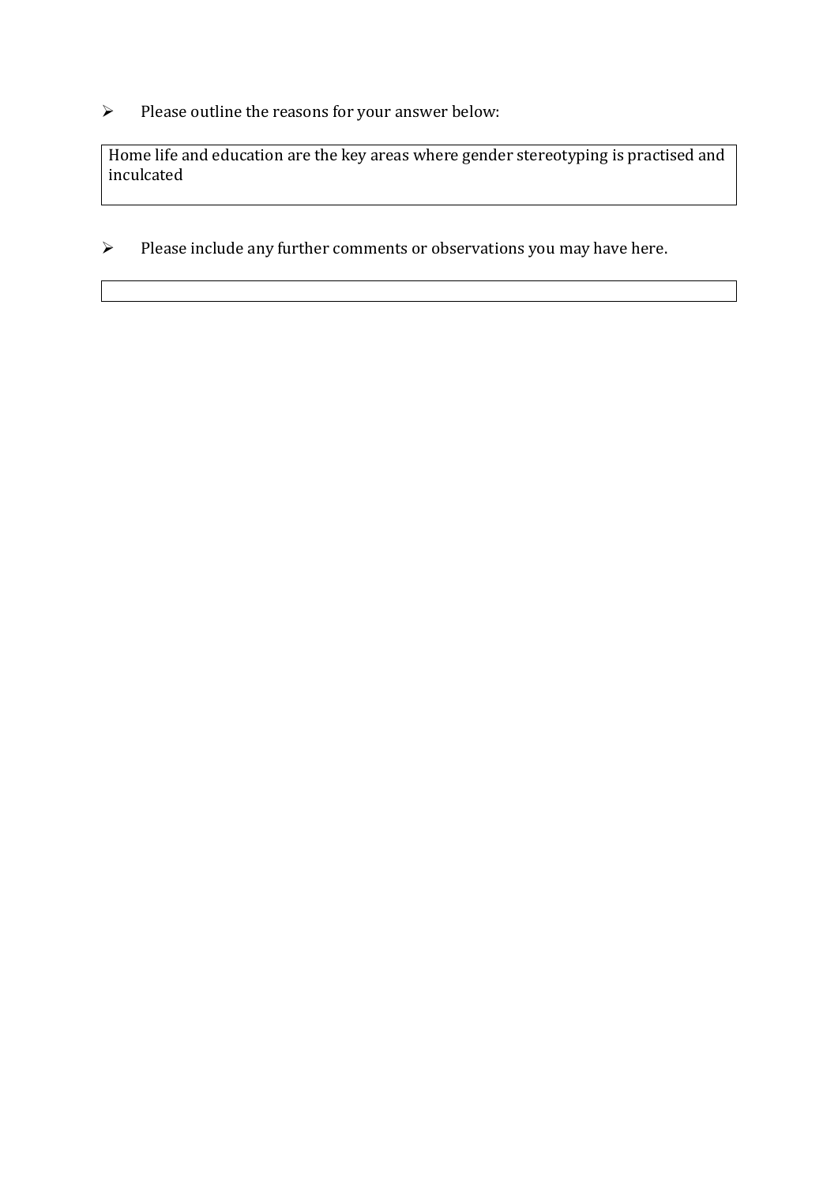- Please outline the reasons for your answer below:

| |
|---|
| Home life and education are the key areas where gender stereotyping is practised and inculcated |

- Please include any further comments or observations you may have here.

| |
|---|
| |